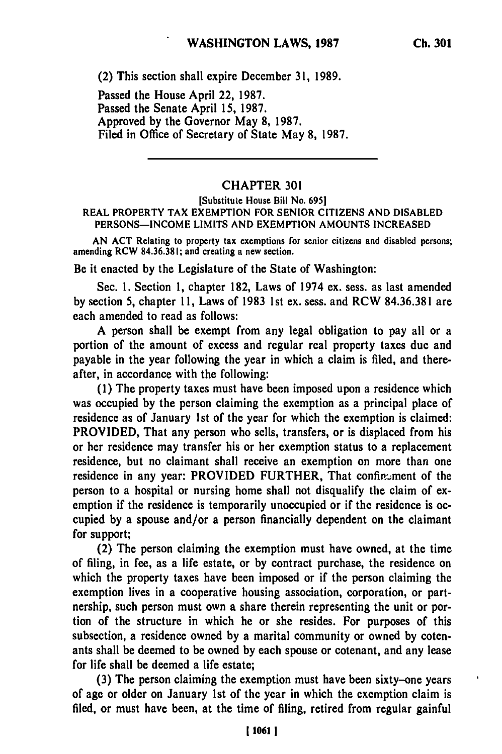(2) This section shall expire December 31, 1989.

Passed the House April 22, 1987.
Passed the Senate April 15, 1987.
Approved by the Governor May 8, 1987.
Filed in Office of Secretary of State May 8, 1987.

---

## CHAPTER 301

[Substitute House Bill No. 695]

### REAL PROPERTY TAX EXEMPTION FOR SENIOR CITIZENS AND DISABLED PERSONS—INCOME LIMITS AND EXEMPTION AMOUNTS INCREASED

AN ACT Relating to property tax exemptions for senior citizens and disabled persons; amending RCW 84.36.381; and creating a new section.

Be it enacted by the Legislature of the State of Washington:

Sec. 1. Section 1, chapter 182, Laws of 1974 ex. sess. as last amended by section 5, chapter 11, Laws of 1983 1st ex. sess. and RCW 84.36.381 are each amended to read as follows:

A person shall be exempt from any legal obligation to pay all or a portion of the amount of excess and regular real property taxes due and payable in the year following the year in which a claim is filed, and thereafter, in accordance with the following:

(1) The property taxes must have been imposed upon a residence which was occupied by the person claiming the exemption as a principal place of residence as of January 1st of the year for which the exemption is claimed: PROVIDED, That any person who sells, transfers, or is displaced from his or her residence may transfer his or her exemption status to a replacement residence, but no claimant shall receive an exemption on more than one residence in any year: PROVIDED FURTHER, That confinement of the person to a hospital or nursing home shall not disqualify the claim of exemption if the residence is temporarily unoccupied or if the residence is occupied by a spouse and/or a person financially dependent on the claimant for support;

(2) The person claiming the exemption must have owned, at the time of filing, in fee, as a life estate, or by contract purchase, the residence on which the property taxes have been imposed or if the person claiming the exemption lives in a cooperative housing association, corporation, or partnership, such person must own a share therein representing the unit or portion of the structure in which he or she resides. For purposes of this subsection, a residence owned by a marital community or owned by cotenants shall be deemed to be owned by each spouse or cotenant, and any lease for life shall be deemed a life estate;

(3) The person claiming the exemption must have been sixty-one years of age or older on January 1st of the year in which the exemption claim is filed, or must have been, at the time of filing, retired from regular gainful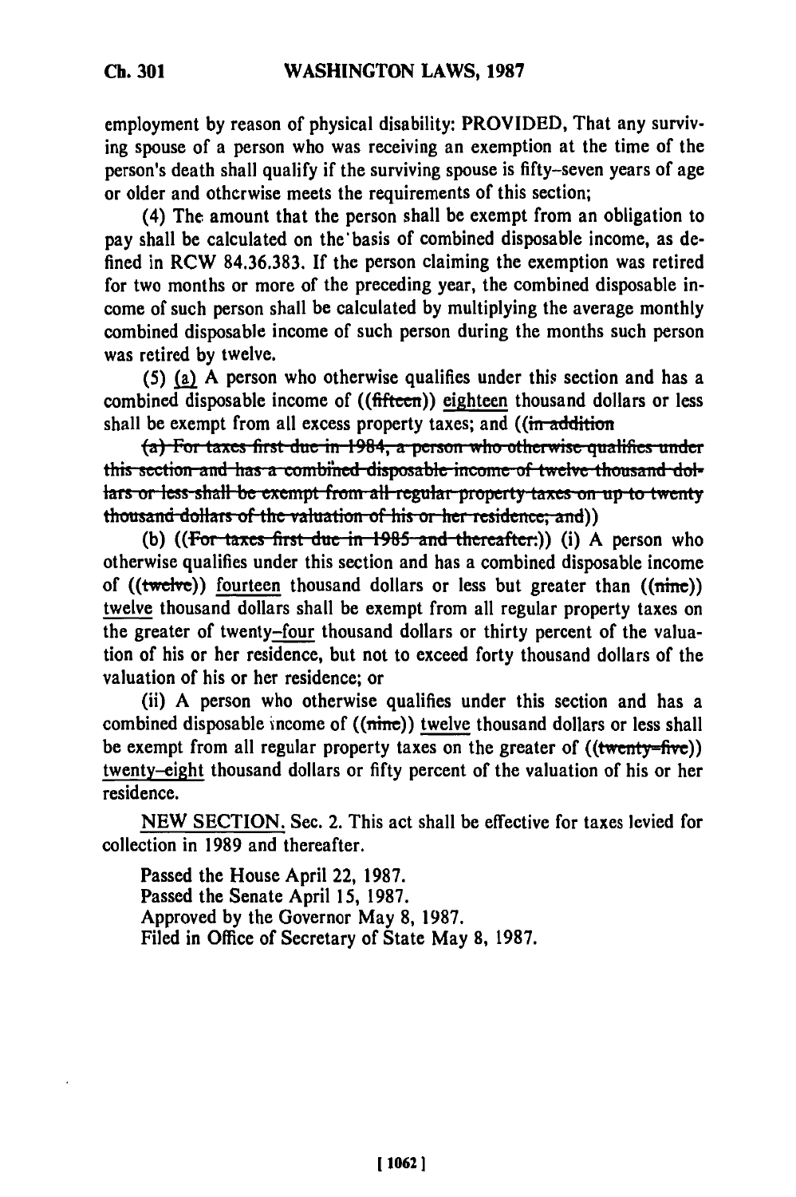employment by reason of physical disability: PROVIDED, That any surviving spouse of a person who was receiving an exemption at the time of the person's death shall qualify if the surviving spouse is fifty-seven years of age or older and otherwise meets the requirements of this section;

(4) The amount that the person shall be exempt from an obligation to pay shall be calculated on the basis of combined disposable income, as defined in RCW 84.36.383. If the person claiming the exemption was retired for two months or more of the preceding year, the combined disposable income of such person shall be calculated by multiplying the average monthly combined disposable income of such person during the months such person was retired by twelve.

(5) (a) A person who otherwise qualifies under this section and has a combined disposable income of ((~~fifteen~~)) eighteen thousand dollars or less shall be exempt from all excess property taxes; and ((~~in addition~~

~~(a) For taxes first due in 1984, a person who otherwise qualifies under this section and has a combined disposable income of twelve thousand dollars or less shall be exempt from all regular property taxes on up to twenty thousand dollars of the valuation of his or her residence; and~~))

(b) ((~~For taxes first due in 1985 and thereafter:~~)) (i) A person who otherwise qualifies under this section and has a combined disposable income of ((~~twelve~~)) fourteen thousand dollars or less but greater than ((~~nine~~)) twelve thousand dollars shall be exempt from all regular property taxes on the greater of twenty-four thousand dollars or thirty percent of the valuation of his or her residence, but not to exceed forty thousand dollars of the valuation of his or her residence; or

(ii) A person who otherwise qualifies under this section and has a combined disposable income of ((~~nine~~)) twelve thousand dollars or less shall be exempt from all regular property taxes on the greater of ((~~twenty-five~~)) twenty-eight thousand dollars or fifty percent of the valuation of his or her residence.

NEW SECTION. Sec. 2. This act shall be effective for taxes levied for collection in 1989 and thereafter.

Passed the House April 22, 1987.
Passed the Senate April 15, 1987.
Approved by the Governor May 8, 1987.
Filed in Office of Secretary of State May 8, 1987.